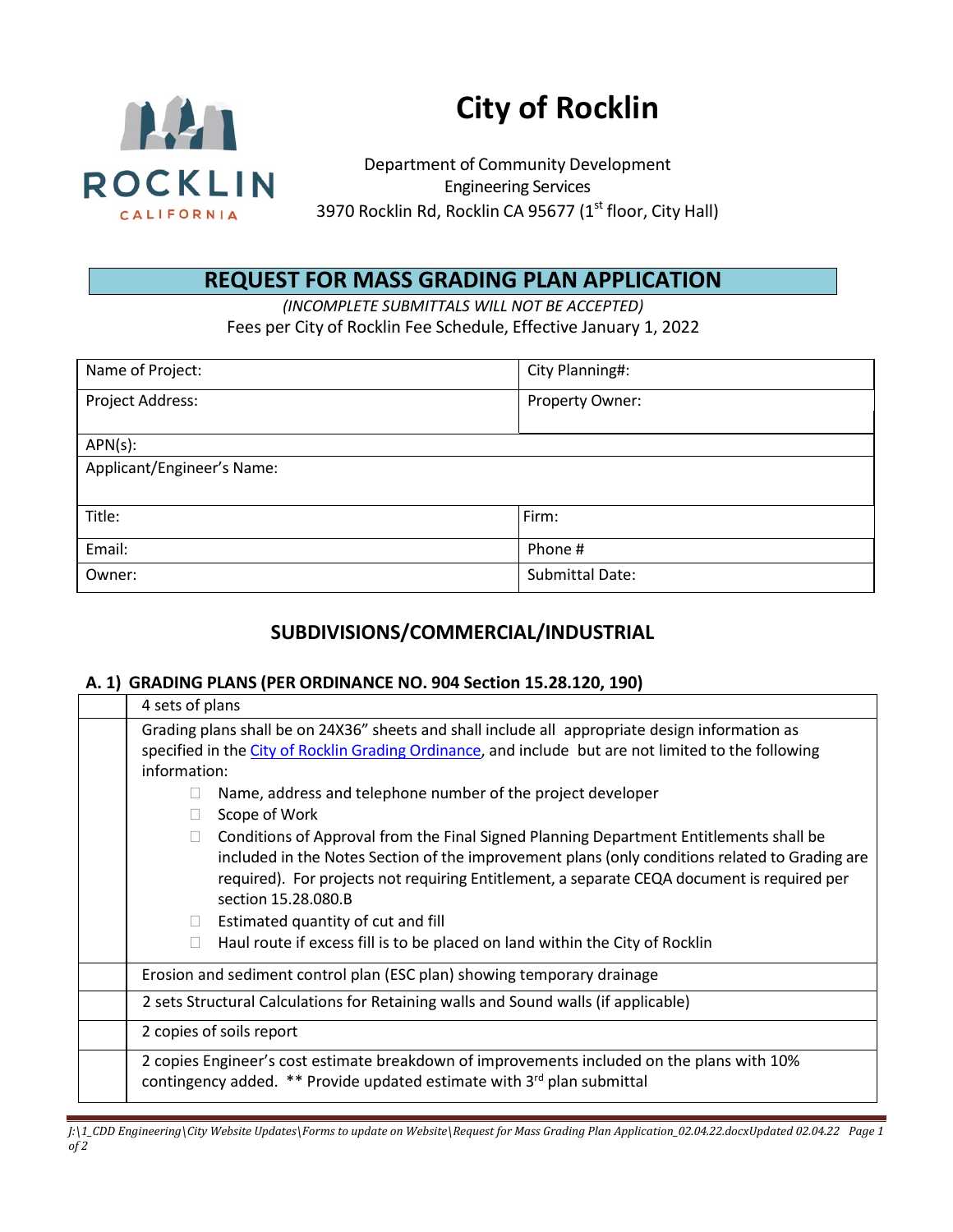# City of Rocklin

Department of Community Development
Engineering Services
3970 Rocklin Rd, Rocklin CA 95677 (1st floor, City Hall)

## REQUEST FOR MASS GRADING PLAN APPLICATION

*(INCOMPLETE SUBMITTALS WILL NOT BE ACCEPTED)*

Fees per City of Rocklin Fee Schedule, Effective January 1, 2022

| | |
|---|---|
| Name of Project: | City Planning#: |
| Project Address: | Property Owner: |
| APN(s): | |
| Applicant/Engineer's Name: | |
| Title: | Firm: |
| Email: | Phone # |
| Owner: | Submittal Date: |

## SUBDIVISIONS/COMMERCIAL/INDUSTRIAL

### A. 1) GRADING PLANS (PER ORDINANCE NO. 904 Section 15.28.120, 190)

| | |
|---|---|
| | 4 sets of plans |
| | Grading plans shall be on 24X36" sheets and shall include all appropriate design information as specified in the City of Rocklin Grading Ordinance, and include but are not limited to the following information:<br>☐ Name, address and telephone number of the project developer<br>☐ Scope of Work<br>☐ Conditions of Approval from the Final Signed Planning Department Entitlements shall be included in the Notes Section of the improvement plans (only conditions related to Grading are required). For projects not requiring Entitlement, a separate CEQA document is required per section 15.28.080.B<br>☐ Estimated quantity of cut and fill<br>☐ Haul route if excess fill is to be placed on land within the City of Rocklin |
| | Erosion and sediment control plan (ESC plan) showing temporary drainage |
| | 2 sets Structural Calculations for Retaining walls and Sound walls (if applicable) |
| | 2 copies of soils report |
| | 2 copies Engineer's cost estimate breakdown of improvements included on the plans with 10% contingency added. ** Provide updated estimate with 3rd plan submittal |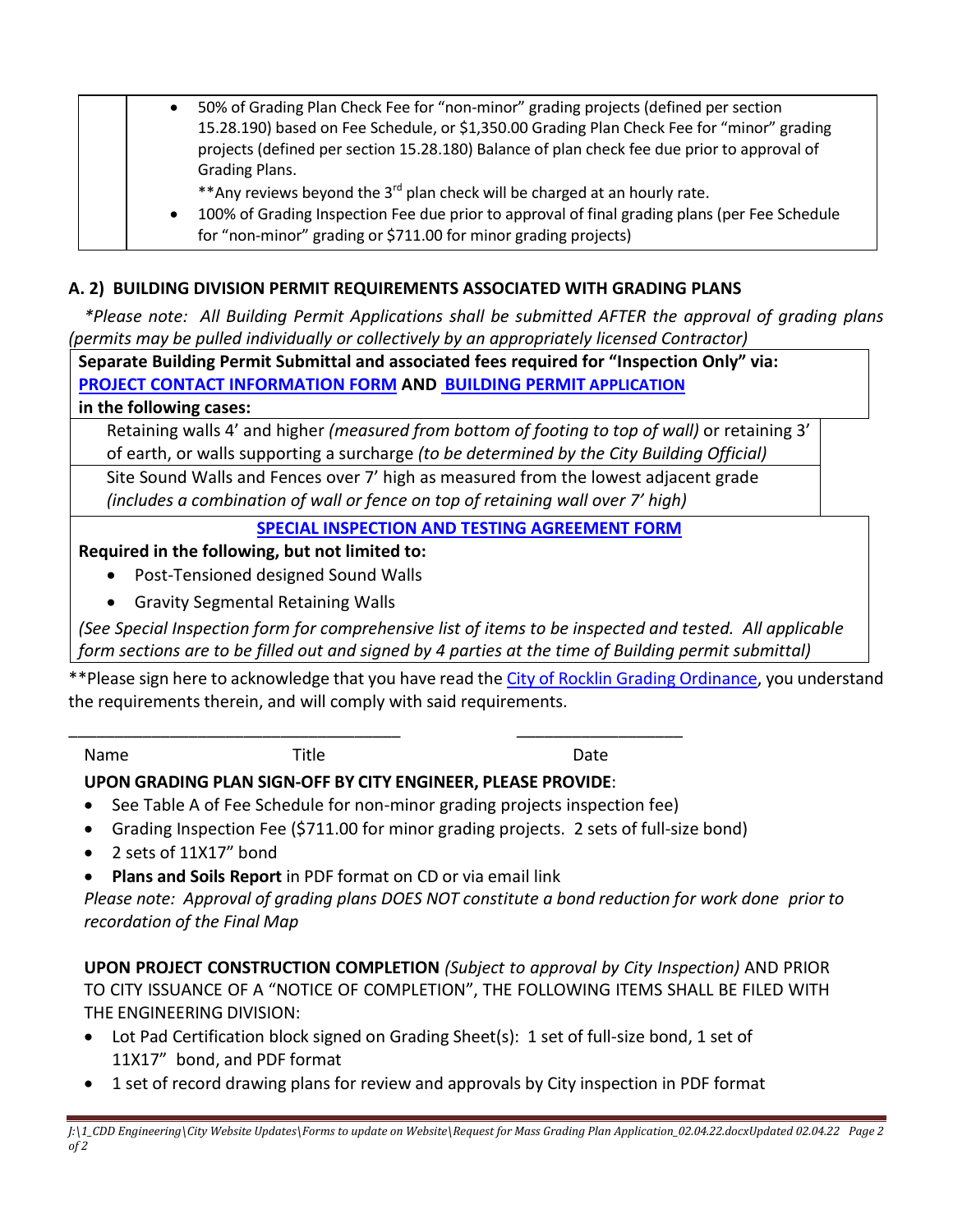| | |
|---|---|
| | • 50% of Grading Plan Check Fee for "non-minor" grading projects (defined per section 15.28.190) based on Fee Schedule, or $1,350.00 Grading Plan Check Fee for "minor" grading projects (defined per section 15.28.180) Balance of plan check fee due prior to approval of Grading Plans.<br>**Any reviews beyond the 3rd plan check will be charged at an hourly rate.<br>• 100% of Grading Inspection Fee due prior to approval of final grading plans (per Fee Schedule for "non-minor" grading or $711.00 for minor grading projects) |

### A. 2) BUILDING DIVISION PERMIT REQUIREMENTS ASSOCIATED WITH GRADING PLANS

*\*Please note: All Building Permit Applications shall be submitted AFTER the approval of grading plans (permits may be pulled individually or collectively by an appropriately licensed Contractor)*

**Separate Building Permit Submittal and associated fees required for "Inspection Only" via: PROJECT CONTACT INFORMATION FORM AND BUILDING PERMIT APPLICATION in the following cases:**

Retaining walls 4' and higher *(measured from bottom of footing to top of wall)* or retaining 3' of earth, or walls supporting a surcharge *(to be determined by the City Building Official)*

Site Sound Walls and Fences over 7' high as measured from the lowest adjacent grade *(includes a combination of wall or fence on top of retaining wall over 7' high)*

**SPECIAL INSPECTION AND TESTING AGREEMENT FORM**

**Required in the following, but not limited to:**

- Post-Tensioned designed Sound Walls
- Gravity Segmental Retaining Walls

*(See Special Inspection form for comprehensive list of items to be inspected and tested. All applicable form sections are to be filled out and signed by 4 parties at the time of Building permit submittal)*

**Please sign here to acknowledge that you have read the City of Rocklin Grading Ordinance, you understand the requirements therein, and will comply with said requirements.

\_\_\_\_\_\_\_\_\_\_\_\_\_\_\_\_\_\_\_\_\_\_\_\_\_\_\_\_\_\_\_\_\_\_\_\_ \_\_\_\_\_\_\_\_\_\_\_\_\_\_\_\_\_\_

Name Title Date

**UPON GRADING PLAN SIGN-OFF BY CITY ENGINEER, PLEASE PROVIDE**:

- See Table A of Fee Schedule for non-minor grading projects inspection fee)
- Grading Inspection Fee ($711.00 for minor grading projects. 2 sets of full-size bond)
- 2 sets of 11X17" bond
- **Plans and Soils Report** in PDF format on CD or via email link

*Please note: Approval of grading plans DOES NOT constitute a bond reduction for work done prior to recordation of the Final Map*

**UPON PROJECT CONSTRUCTION COMPLETION** *(Subject to approval by City Inspection)* AND PRIOR TO CITY ISSUANCE OF A "NOTICE OF COMPLETION", THE FOLLOWING ITEMS SHALL BE FILED WITH THE ENGINEERING DIVISION:

- Lot Pad Certification block signed on Grading Sheet(s): 1 set of full-size bond, 1 set of 11X17" bond, and PDF format
- 1 set of record drawing plans for review and approvals by City inspection in PDF format